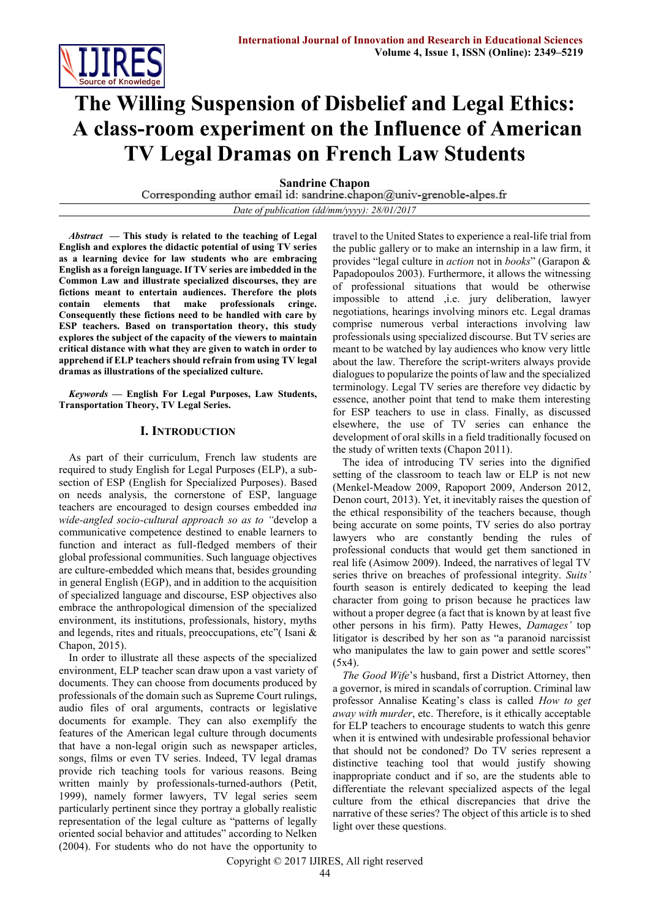# The Willing Suspension of Disbelief and Legal Ethics: A class-room experiment on the Influence of American TV Legal Dramas on French Law Students

**Sandrine Chapon**

Corresponding author email id: sandrine.chapon@univ-grenoble-alpes.fr

*Date of publication (dd/mm/yyyy): 28/01/2017*

***Abstract* — This study is related to the teaching of Legal English and explores the didactic potential of using TV series as a learning device for law students who are embracing English as a foreign language. If TV series are imbedded in the Common Law and illustrate specialized discourses, they are fictions meant to entertain audiences. Therefore the plots contain elements that make professionals cringe. Consequently these fictions need to be handled with care by ESP teachers. Based on transportation theory, this study explores the subject of the capacity of the viewers to maintain critical distance with what they are given to watch in order to apprehend if ELP teachers should refrain from using TV legal dramas as illustrations of the specialized culture.**

***Keywords* — English For Legal Purposes, Law Students, Transportation Theory, TV Legal Series.**

## I. Introduction

As part of their curriculum, French law students are required to study English for Legal Purposes (ELP), a sub-section of ESP (English for Specialized Purposes). Based on needs analysis, the cornerstone of ESP, language teachers are encouraged to design courses embedded in*a wide-angled socio-cultural approach so as to "*develop a communicative competence destined to enable learners to function and interact as full-fledged members of their global professional communities. Such language objectives are culture-embedded which means that, besides grounding in general English (EGP), and in addition to the acquisition of specialized language and discourse, ESP objectives also embrace the anthropological dimension of the specialized environment, its institutions, professionals, history, myths and legends, rites and rituals, preoccupations, etc"( Isani & Chapon, 2015).

In order to illustrate all these aspects of the specialized environment, ELP teacher scan draw upon a vast variety of documents. They can choose from documents produced by professionals of the domain such as Supreme Court rulings, audio files of oral arguments, contracts or legislative documents for example. They can also exemplify the features of the American legal culture through documents that have a non-legal origin such as newspaper articles, songs, films or even TV series. Indeed, TV legal dramas provide rich teaching tools for various reasons. Being written mainly by professionals-turned-authors (Petit, 1999), namely former lawyers, TV legal series seem particularly pertinent since they portray a globally realistic representation of the legal culture as "patterns of legally oriented social behavior and attitudes" according to Nelken (2004). For students who do not have the opportunity to travel to the United States to experience a real-life trial from the public gallery or to make an internship in a law firm, it provides "legal culture in *action* not in *books*" (Garapon & Papadopoulos 2003). Furthermore, it allows the witnessing of professional situations that would be otherwise impossible to attend ,i.e. jury deliberation, lawyer negotiations, hearings involving minors etc. Legal dramas comprise numerous verbal interactions involving law professionals using specialized discourse. But TV series are meant to be watched by lay audiences who know very little about the law. Therefore the script-writers always provide dialogues to popularize the points of law and the specialized terminology. Legal TV series are therefore vey didactic by essence, another point that tend to make them interesting for ESP teachers to use in class. Finally, as discussed elsewhere, the use of TV series can enhance the development of oral skills in a field traditionally focused on the study of written texts (Chapon 2011).

The idea of introducing TV series into the dignified setting of the classroom to teach law or ELP is not new (Menkel-Meadow 2009, Rapoport 2009, Anderson 2012, Denon court, 2013). Yet, it inevitably raises the question of the ethical responsibility of the teachers because, though being accurate on some points, TV series do also portray lawyers who are constantly bending the rules of professional conducts that would get them sanctioned in real life (Asimow 2009). Indeed, the narratives of legal TV series thrive on breaches of professional integrity. *Suits'* fourth season is entirely dedicated to keeping the lead character from going to prison because he practices law without a proper degree (a fact that is known by at least five other persons in his firm). Patty Hewes, *Damages'* top litigator is described by her son as "a paranoid narcissist who manipulates the law to gain power and settle scores" (5x4).

*The Good Wife*'s husband, first a District Attorney, then a governor, is mired in scandals of corruption. Criminal law professor Annalise Keating's class is called *How to get away with murder*, etc. Therefore, is it ethically acceptable for ELP teachers to encourage students to watch this genre when it is entwined with undesirable professional behavior that should not be condoned? Do TV series represent a distinctive teaching tool that would justify showing inappropriate conduct and if so, are the students able to differentiate the relevant specialized aspects of the legal culture from the ethical discrepancies that drive the narrative of these series? The object of this article is to shed light over these questions.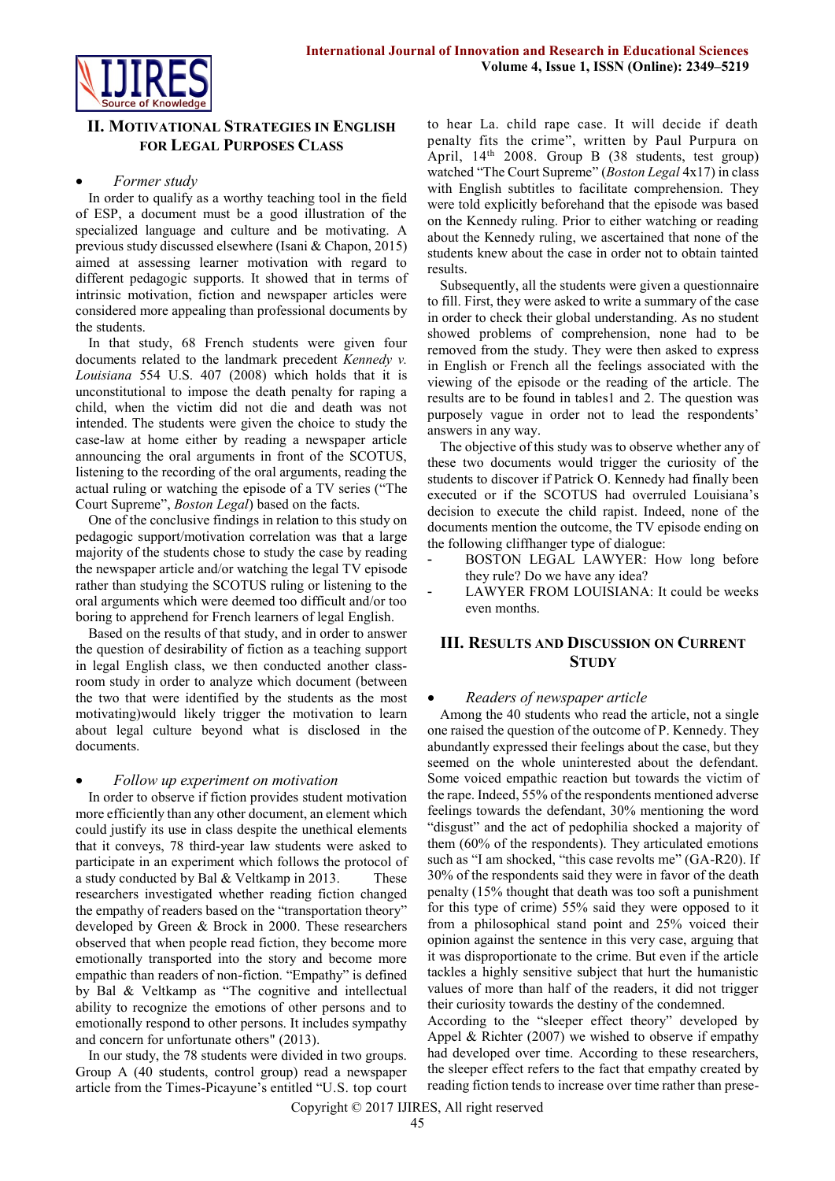## II. Motivational Strategies in English for Legal Purposes Class

- *Former study*

In order to qualify as a worthy teaching tool in the field of ESP, a document must be a good illustration of the specialized language and culture and be motivating. A previous study discussed elsewhere (Isani & Chapon, 2015) aimed at assessing learner motivation with regard to different pedagogic supports. It showed that in terms of intrinsic motivation, fiction and newspaper articles were considered more appealing than professional documents by the students.

In that study, 68 French students were given four documents related to the landmark precedent *Kennedy v. Louisiana* 554 U.S. 407 (2008) which holds that it is unconstitutional to impose the death penalty for raping a child, when the victim did not die and death was not intended. The students were given the choice to study the case-law at home either by reading a newspaper article announcing the oral arguments in front of the SCOTUS, listening to the recording of the oral arguments, reading the actual ruling or watching the episode of a TV series ("The Court Supreme", *Boston Legal*) based on the facts.

One of the conclusive findings in relation to this study on pedagogic support/motivation correlation was that a large majority of the students chose to study the case by reading the newspaper article and/or watching the legal TV episode rather than studying the SCOTUS ruling or listening to the oral arguments which were deemed too difficult and/or too boring to apprehend for French learners of legal English.

Based on the results of that study, and in order to answer the question of desirability of fiction as a teaching support in legal English class, we then conducted another class-room study in order to analyze which document (between the two that were identified by the students as the most motivating)would likely trigger the motivation to learn about legal culture beyond what is disclosed in the documents.

- *Follow up experiment on motivation*

In order to observe if fiction provides student motivation more efficiently than any other document, an element which could justify its use in class despite the unethical elements that it conveys, 78 third-year law students were asked to participate in an experiment which follows the protocol of a study conducted by Bal & Veltkamp in 2013. These researchers investigated whether reading fiction changed the empathy of readers based on the "transportation theory" developed by Green & Brock in 2000. These researchers observed that when people read fiction, they become more emotionally transported into the story and become more empathic than readers of non-fiction. "Empathy" is defined by Bal & Veltkamp as "The cognitive and intellectual ability to recognize the emotions of other persons and to emotionally respond to other persons. It includes sympathy and concern for unfortunate others" (2013).

In our study, the 78 students were divided in two groups. Group A (40 students, control group) read a newspaper article from the Times-Picayune's entitled "U.S. top court to hear La. child rape case. It will decide if death penalty fits the crime", written by Paul Purpura on April, 14th 2008. Group B (38 students, test group) watched "The Court Supreme" (*Boston Legal* 4x17) in class with English subtitles to facilitate comprehension. They were told explicitly beforehand that the episode was based on the Kennedy ruling. Prior to either watching or reading about the Kennedy ruling, we ascertained that none of the students knew about the case in order not to obtain tainted results.

Subsequently, all the students were given a questionnaire to fill. First, they were asked to write a summary of the case in order to check their global understanding. As no student showed problems of comprehension, none had to be removed from the study. They were then asked to express in English or French all the feelings associated with the viewing of the episode or the reading of the article. The results are to be found in tables1 and 2. The question was purposely vague in order not to lead the respondents' answers in any way.

The objective of this study was to observe whether any of these two documents would trigger the curiosity of the students to discover if Patrick O. Kennedy had finally been executed or if the SCOTUS had overruled Louisiana's decision to execute the child rapist. Indeed, none of the documents mention the outcome, the TV episode ending on the following cliffhanger type of dialogue:

- BOSTON LEGAL LAWYER: How long before they rule? Do we have any idea?
- LAWYER FROM LOUISIANA: It could be weeks even months.

## III. Results and Discussion on Current Study

- *Readers of newspaper article*

Among the 40 students who read the article, not a single one raised the question of the outcome of P. Kennedy. They abundantly expressed their feelings about the case, but they seemed on the whole uninterested about the defendant. Some voiced empathic reaction but towards the victim of the rape. Indeed, 55% of the respondents mentioned adverse feelings towards the defendant, 30% mentioning the word "disgust" and the act of pedophilia shocked a majority of them (60% of the respondents). They articulated emotions such as "I am shocked, "this case revolts me" (GA-R20). If 30% of the respondents said they were in favor of the death penalty (15% thought that death was too soft a punishment for this type of crime) 55% said they were opposed to it from a philosophical stand point and 25% voiced their opinion against the sentence in this very case, arguing that it was disproportionate to the crime. But even if the article tackles a highly sensitive subject that hurt the humanistic values of more than half of the readers, it did not trigger their curiosity towards the destiny of the condemned.

According to the "sleeper effect theory" developed by Appel & Richter (2007) we wished to observe if empathy had developed over time. According to these researchers, the sleeper effect refers to the fact that empathy created by reading fiction tends to increase over time rather than prese-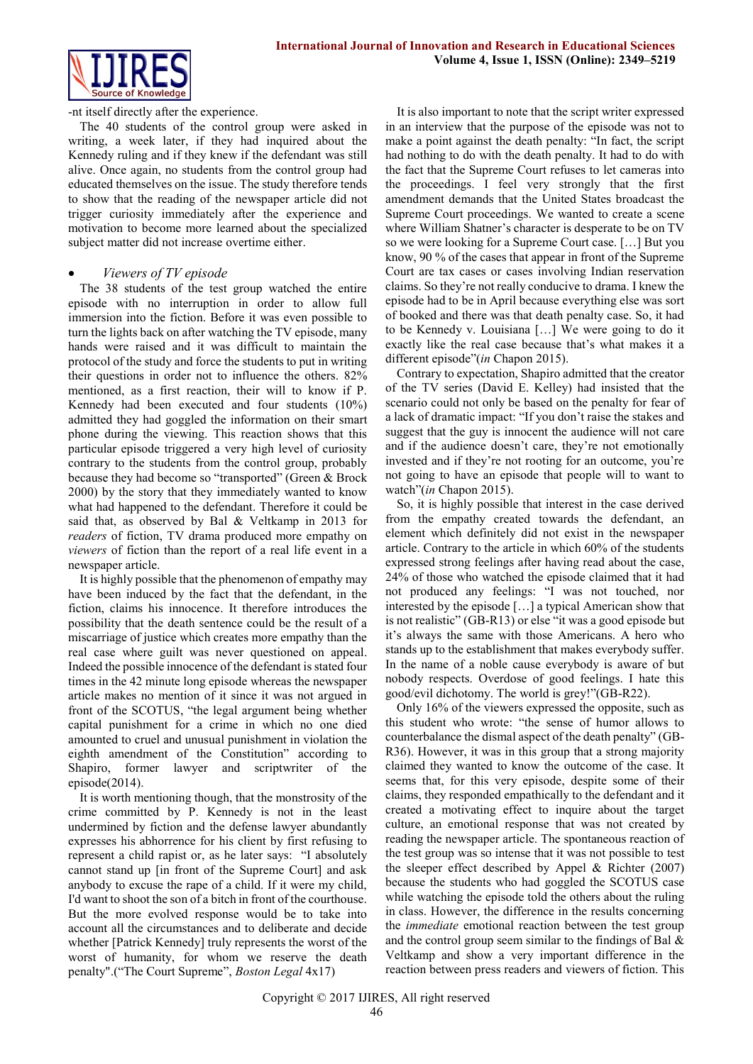-nt itself directly after the experience.

The 40 students of the control group were asked in writing, a week later, if they had inquired about the Kennedy ruling and if they knew if the defendant was still alive. Once again, no students from the control group had educated themselves on the issue. The study therefore tends to show that the reading of the newspaper article did not trigger curiosity immediately after the experience and motivation to become more learned about the specialized subject matter did not increase overtime either.

- *Viewers of TV episode*

The 38 students of the test group watched the entire episode with no interruption in order to allow full immersion into the fiction. Before it was even possible to turn the lights back on after watching the TV episode, many hands were raised and it was difficult to maintain the protocol of the study and force the students to put in writing their questions in order not to influence the others. 82% mentioned, as a first reaction, their will to know if P. Kennedy had been executed and four students (10%) admitted they had goggled the information on their smart phone during the viewing. This reaction shows that this particular episode triggered a very high level of curiosity contrary to the students from the control group, probably because they had become so "transported" (Green & Brock 2000) by the story that they immediately wanted to know what had happened to the defendant. Therefore it could be said that, as observed by Bal & Veltkamp in 2013 for *readers* of fiction, TV drama produced more empathy on *viewers* of fiction than the report of a real life event in a newspaper article.

It is highly possible that the phenomenon of empathy may have been induced by the fact that the defendant, in the fiction, claims his innocence. It therefore introduces the possibility that the death sentence could be the result of a miscarriage of justice which creates more empathy than the real case where guilt was never questioned on appeal. Indeed the possible innocence of the defendant is stated four times in the 42 minute long episode whereas the newspaper article makes no mention of it since it was not argued in front of the SCOTUS, "the legal argument being whether capital punishment for a crime in which no one died amounted to cruel and unusual punishment in violation the eighth amendment of the Constitution" according to Shapiro, former lawyer and scriptwriter of the episode(2014).

It is worth mentioning though, that the monstrosity of the crime committed by P. Kennedy is not in the least undermined by fiction and the defense lawyer abundantly expresses his abhorrence for his client by first refusing to represent a child rapist or, as he later says: "I absolutely cannot stand up [in front of the Supreme Court] and ask anybody to excuse the rape of a child. If it were my child, I'd want to shoot the son of a bitch in front of the courthouse. But the more evolved response would be to take into account all the circumstances and to deliberate and decide whether [Patrick Kennedy] truly represents the worst of the worst of humanity, for whom we reserve the death penalty".("The Court Supreme", *Boston Legal* 4x17)

It is also important to note that the script writer expressed in an interview that the purpose of the episode was not to make a point against the death penalty: "In fact, the script had nothing to do with the death penalty. It had to do with the fact that the Supreme Court refuses to let cameras into the proceedings. I feel very strongly that the first amendment demands that the United States broadcast the Supreme Court proceedings. We wanted to create a scene where William Shatner's character is desperate to be on TV so we were looking for a Supreme Court case. […] But you know, 90 % of the cases that appear in front of the Supreme Court are tax cases or cases involving Indian reservation claims. So they're not really conducive to drama. I knew the episode had to be in April because everything else was sort of booked and there was that death penalty case. So, it had to be Kennedy v. Louisiana […] We were going to do it exactly like the real case because that's what makes it a different episode"(*in* Chapon 2015).

Contrary to expectation, Shapiro admitted that the creator of the TV series (David E. Kelley) had insisted that the scenario could not only be based on the penalty for fear of a lack of dramatic impact: "If you don't raise the stakes and suggest that the guy is innocent the audience will not care and if the audience doesn't care, they're not emotionally invested and if they're not rooting for an outcome, you're not going to have an episode that people will to want to watch"(*in* Chapon 2015).

So, it is highly possible that interest in the case derived from the empathy created towards the defendant, an element which definitely did not exist in the newspaper article. Contrary to the article in which 60% of the students expressed strong feelings after having read about the case, 24% of those who watched the episode claimed that it had not produced any feelings: "I was not touched, nor interested by the episode […] a typical American show that is not realistic" (GB-R13) or else "it was a good episode but it's always the same with those Americans. A hero who stands up to the establishment that makes everybody suffer. In the name of a noble cause everybody is aware of but nobody respects. Overdose of good feelings. I hate this good/evil dichotomy. The world is grey!"(GB-R22).

Only 16% of the viewers expressed the opposite, such as this student who wrote: "the sense of humor allows to counterbalance the dismal aspect of the death penalty" (GB-R36). However, it was in this group that a strong majority claimed they wanted to know the outcome of the case. It seems that, for this very episode, despite some of their claims, they responded empathically to the defendant and it created a motivating effect to inquire about the target culture, an emotional response that was not created by reading the newspaper article. The spontaneous reaction of the test group was so intense that it was not possible to test the sleeper effect described by Appel & Richter (2007) because the students who had goggled the SCOTUS case while watching the episode told the others about the ruling in class. However, the difference in the results concerning the *immediate* emotional reaction between the test group and the control group seem similar to the findings of Bal & Veltkamp and show a very important difference in the reaction between press readers and viewers of fiction. This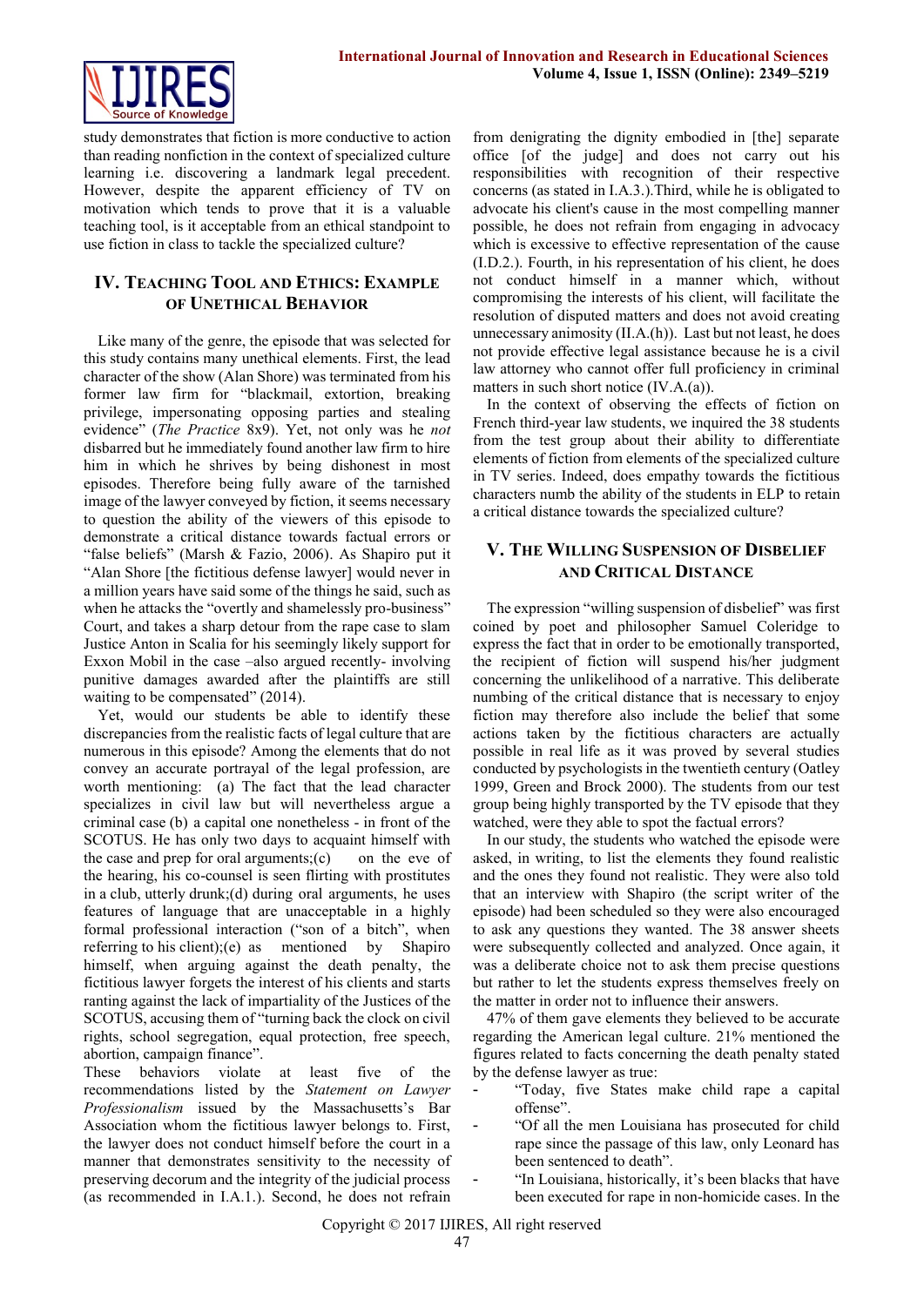study demonstrates that fiction is more conductive to action than reading nonfiction in the context of specialized culture learning i.e. discovering a landmark legal precedent. However, despite the apparent efficiency of TV on motivation which tends to prove that it is a valuable teaching tool, is it acceptable from an ethical standpoint to use fiction in class to tackle the specialized culture?

## IV. Teaching Tool and Ethics: Example of Unethical Behavior

Like many of the genre, the episode that was selected for this study contains many unethical elements. First, the lead character of the show (Alan Shore) was terminated from his former law firm for "blackmail, extortion, breaking privilege, impersonating opposing parties and stealing evidence" (*The Practice* 8x9). Yet, not only was he *not* disbarred but he immediately found another law firm to hire him in which he shrives by being dishonest in most episodes. Therefore being fully aware of the tarnished image of the lawyer conveyed by fiction, it seems necessary to question the ability of the viewers of this episode to demonstrate a critical distance towards factual errors or "false beliefs" (Marsh & Fazio, 2006). As Shapiro put it "Alan Shore [the fictitious defense lawyer] would never in a million years have said some of the things he said, such as when he attacks the "overtly and shamelessly pro-business" Court, and takes a sharp detour from the rape case to slam Justice Anton in Scalia for his seemingly likely support for Exxon Mobil in the case –also argued recently- involving punitive damages awarded after the plaintiffs are still waiting to be compensated" (2014).

Yet, would our students be able to identify these discrepancies from the realistic facts of legal culture that are numerous in this episode? Among the elements that do not convey an accurate portrayal of the legal profession, are worth mentioning: (a) The fact that the lead character specializes in civil law but will nevertheless argue a criminal case (b) a capital one nonetheless - in front of the SCOTUS. He has only two days to acquaint himself with the case and prep for oral arguments;(c) on the eve of the hearing, his co-counsel is seen flirting with prostitutes in a club, utterly drunk;(d) during oral arguments, he uses features of language that are unacceptable in a highly formal professional interaction ("son of a bitch", when referring to his client);(e) as mentioned by Shapiro himself, when arguing against the death penalty, the fictitious lawyer forgets the interest of his clients and starts ranting against the lack of impartiality of the Justices of the SCOTUS, accusing them of "turning back the clock on civil rights, school segregation, equal protection, free speech, abortion, campaign finance".

These behaviors violate at least five of the recommendations listed by the *Statement on Lawyer Professionalism* issued by the Massachusetts's Bar Association whom the fictitious lawyer belongs to. First, the lawyer does not conduct himself before the court in a manner that demonstrates sensitivity to the necessity of preserving decorum and the integrity of the judicial process (as recommended in I.A.1.). Second, he does not refrain from denigrating the dignity embodied in [the] separate office [of the judge] and does not carry out his responsibilities with recognition of their respective concerns (as stated in I.A.3.).Third, while he is obligated to advocate his client's cause in the most compelling manner possible, he does not refrain from engaging in advocacy which is excessive to effective representation of the cause (I.D.2.). Fourth, in his representation of his client, he does not conduct himself in a manner which, without compromising the interests of his client, will facilitate the resolution of disputed matters and does not avoid creating unnecessary animosity (II.A.(h)). Last but not least, he does not provide effective legal assistance because he is a civil law attorney who cannot offer full proficiency in criminal matters in such short notice (IV.A.(a)).

In the context of observing the effects of fiction on French third-year law students, we inquired the 38 students from the test group about their ability to differentiate elements of fiction from elements of the specialized culture in TV series. Indeed, does empathy towards the fictitious characters numb the ability of the students in ELP to retain a critical distance towards the specialized culture?

## V. The Willing Suspension of Disbelief and Critical Distance

The expression "willing suspension of disbelief" was first coined by poet and philosopher Samuel Coleridge to express the fact that in order to be emotionally transported, the recipient of fiction will suspend his/her judgment concerning the unlikelihood of a narrative. This deliberate numbing of the critical distance that is necessary to enjoy fiction may therefore also include the belief that some actions taken by the fictitious characters are actually possible in real life as it was proved by several studies conducted by psychologists in the twentieth century (Oatley 1999, Green and Brock 2000). The students from our test group being highly transported by the TV episode that they watched, were they able to spot the factual errors?

In our study, the students who watched the episode were asked, in writing, to list the elements they found realistic and the ones they found not realistic. They were also told that an interview with Shapiro (the script writer of the episode) had been scheduled so they were also encouraged to ask any questions they wanted. The 38 answer sheets were subsequently collected and analyzed. Once again, it was a deliberate choice not to ask them precise questions but rather to let the students express themselves freely on the matter in order not to influence their answers.

47% of them gave elements they believed to be accurate regarding the American legal culture. 21% mentioned the figures related to facts concerning the death penalty stated by the defense lawyer as true:

- "Today, five States make child rape a capital offense".
- "Of all the men Louisiana has prosecuted for child rape since the passage of this law, only Leonard has been sentenced to death".
- "In Louisiana, historically, it's been blacks that have been executed for rape in non-homicide cases. In the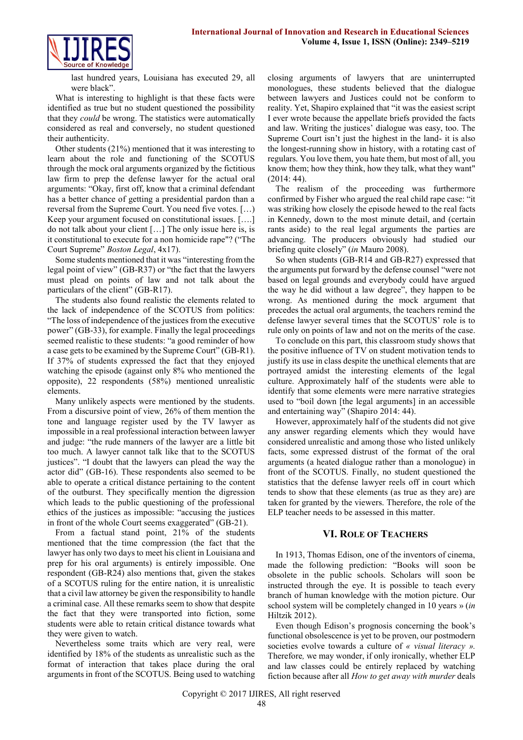last hundred years, Louisiana has executed 29, all were black".

What is interesting to highlight is that these facts were identified as true but no student questioned the possibility that they *could* be wrong. The statistics were automatically considered as real and conversely, no student questioned their authenticity.

Other students (21%) mentioned that it was interesting to learn about the role and functioning of the SCOTUS through the mock oral arguments organized by the fictitious law firm to prep the defense lawyer for the actual oral arguments: "Okay, first off, know that a criminal defendant has a better chance of getting a presidential pardon than a reversal from the Supreme Court. You need five votes. […) Keep your argument focused on constitutional issues. [….] do not talk about your client […] The only issue here is, is it constitutional to execute for a non homicide rape"? ("The Court Supreme" *Boston Legal*, 4x17).

Some students mentioned that it was "interesting from the legal point of view" (GB-R37) or "the fact that the lawyers must plead on points of law and not talk about the particulars of the client" (GB-R17).

The students also found realistic the elements related to the lack of independence of the SCOTUS from politics: "The loss of independence of the justices from the executive power" (GB-33), for example. Finally the legal proceedings seemed realistic to these students: "a good reminder of how a case gets to be examined by the Supreme Court" (GB-R1). If 37% of students expressed the fact that they enjoyed watching the episode (against only 8% who mentioned the opposite), 22 respondents (58%) mentioned unrealistic elements.

Many unlikely aspects were mentioned by the students. From a discursive point of view, 26% of them mention the tone and language register used by the TV lawyer as impossible in a real professional interaction between lawyer and judge: "the rude manners of the lawyer are a little bit too much. A lawyer cannot talk like that to the SCOTUS justices". "I doubt that the lawyers can plead the way the actor did" (GB-16). These respondents also seemed to be able to operate a critical distance pertaining to the content of the outburst. They specifically mention the digression which leads to the public questioning of the professional ethics of the justices as impossible: "accusing the justices in front of the whole Court seems exaggerated" (GB-21).

From a factual stand point, 21% of the students mentioned that the time compression (the fact that the lawyer has only two days to meet his client in Louisiana and prep for his oral arguments) is entirely impossible. One respondent (GB-R24) also mentions that, given the stakes of a SCOTUS ruling for the entire nation, it is unrealistic that a civil law attorney be given the responsibility to handle a criminal case. All these remarks seem to show that despite the fact that they were transported into fiction, some students were able to retain critical distance towards what they were given to watch.

Nevertheless some traits which are very real, were identified by 18% of the students as unrealistic such as the format of interaction that takes place during the oral arguments in front of the SCOTUS. Being used to watching closing arguments of lawyers that are uninterrupted monologues, these students believed that the dialogue between lawyers and Justices could not be conform to reality. Yet, Shapiro explained that "it was the easiest script I ever wrote because the appellate briefs provided the facts and law. Writing the justices' dialogue was easy, too. The Supreme Court isn't just the highest in the land- it is also the longest-running show in history, with a rotating cast of regulars. You love them, you hate them, but most of all, you know them; how they think, how they talk, what they want" (2014: 44).

The realism of the proceeding was furthermore confirmed by Fisher who argued the real child rape case: "it was striking how closely the episode hewed to the real facts in Kennedy, down to the most minute detail, and (certain rants aside) to the real legal arguments the parties are advancing. The producers obviously had studied our briefing quite closely" (*in* Mauro 2008).

So when students (GB-R14 and GB-R27) expressed that the arguments put forward by the defense counsel "were not based on legal grounds and everybody could have argued the way he did without a law degree", they happen to be wrong. As mentioned during the mock argument that precedes the actual oral arguments, the teachers remind the defense lawyer several times that the SCOTUS' role is to rule only on points of law and not on the merits of the case.

To conclude on this part, this classroom study shows that the positive influence of TV on student motivation tends to justify its use in class despite the unethical elements that are portrayed amidst the interesting elements of the legal culture. Approximately half of the students were able to identify that some elements were mere narrative strategies used to "boil down [the legal arguments] in an accessible and entertaining way" (Shapiro 2014: 44).

However, approximately half of the students did not give any answer regarding elements which they would have considered unrealistic and among those who listed unlikely facts, some expressed distrust of the format of the oral arguments (a heated dialogue rather than a monologue) in front of the SCOTUS. Finally, no student questioned the statistics that the defense lawyer reels off in court which tends to show that these elements (as true as they are) are taken for granted by the viewers. Therefore, the role of the ELP teacher needs to be assessed in this matter.

## VI. Role of Teachers

In 1913, Thomas Edison, one of the inventors of cinema, made the following prediction: "Books will soon be obsolete in the public schools. Scholars will soon be instructed through the eye. It is possible to teach every branch of human knowledge with the motion picture. Our school system will be completely changed in 10 years » (*in* Hiltzik 2012).

Even though Edison's prognosis concerning the book's functional obsolescence is yet to be proven, our postmodern societies evolve towards a culture of *« visual literacy ».* Therefore*,* we may wonder, if only ironically, whether ELP and law classes could be entirely replaced by watching fiction because after all *How to get away with murder* deals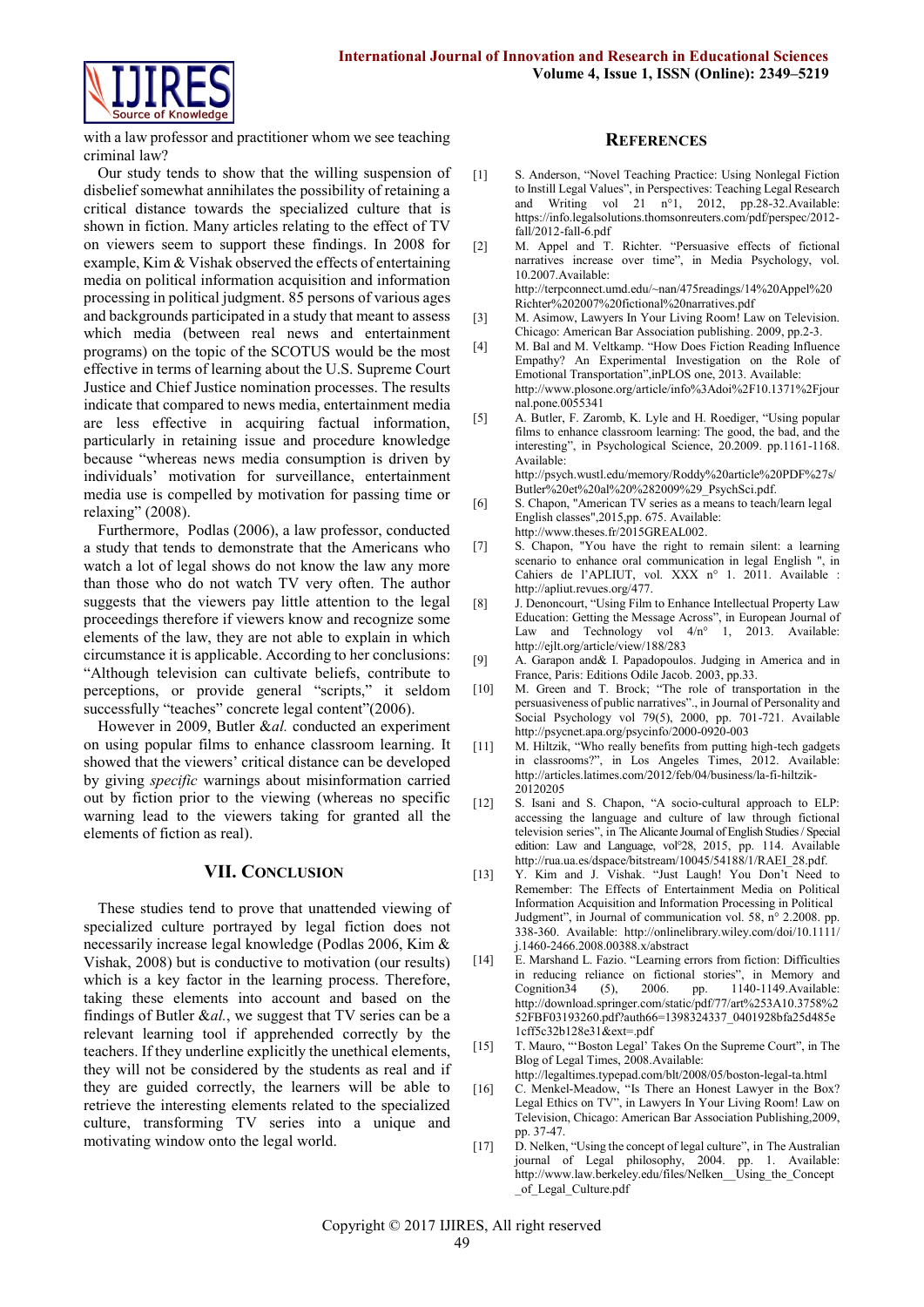with a law professor and practitioner whom we see teaching criminal law?

Our study tends to show that the willing suspension of disbelief somewhat annihilates the possibility of retaining a critical distance towards the specialized culture that is shown in fiction. Many articles relating to the effect of TV on viewers seem to support these findings. In 2008 for example, Kim & Vishak observed the effects of entertaining media on political information acquisition and information processing in political judgment. 85 persons of various ages and backgrounds participated in a study that meant to assess which media (between real news and entertainment programs) on the topic of the SCOTUS would be the most effective in terms of learning about the U.S. Supreme Court Justice and Chief Justice nomination processes. The results indicate that compared to news media, entertainment media are less effective in acquiring factual information, particularly in retaining issue and procedure knowledge because "whereas news media consumption is driven by individuals' motivation for surveillance, entertainment media use is compelled by motivation for passing time or relaxing" (2008).

Furthermore, Podlas (2006), a law professor, conducted a study that tends to demonstrate that the Americans who watch a lot of legal shows do not know the law any more than those who do not watch TV very often. The author suggests that the viewers pay little attention to the legal proceedings therefore if viewers know and recognize some elements of the law, they are not able to explain in which circumstance it is applicable. According to her conclusions: "Although television can cultivate beliefs, contribute to perceptions, or provide general "scripts," it seldom successfully "teaches" concrete legal content"(2006).

However in 2009, Butler *&al.* conducted an experiment on using popular films to enhance classroom learning. It showed that the viewers' critical distance can be developed by giving *specific* warnings about misinformation carried out by fiction prior to the viewing (whereas no specific warning lead to the viewers taking for granted all the elements of fiction as real).

## VII. Conclusion

These studies tend to prove that unattended viewing of specialized culture portrayed by legal fiction does not necessarily increase legal knowledge (Podlas 2006, Kim & Vishak, 2008) but is conductive to motivation (our results) which is a key factor in the learning process. Therefore, taking these elements into account and based on the findings of Butler *&al.*, we suggest that TV series can be a relevant learning tool if apprehended correctly by the teachers. If they underline explicitly the unethical elements, they will not be considered by the students as real and if they are guided correctly, the learners will be able to retrieve the interesting elements related to the specialized culture, transforming TV series into a unique and motivating window onto the legal world.

## References

[1] S. Anderson, "Novel Teaching Practice: Using Nonlegal Fiction to Instill Legal Values", in Perspectives: Teaching Legal Research and Writing vol 21 n°1, 2012, pp.28-32.Available: https://info.legalsolutions.thomsonreuters.com/pdf/perspec/2012-fall/2012-fall-6.pdf

[2] M. Appel and T. Richter. "Persuasive effects of fictional narratives increase over time", in Media Psychology, vol. 10.2007.Available: http://terpconnect.umd.edu/~nan/475readings/14%20Appel%20Richter%202007%20fictional%20narratives.pdf

[3] M. Asimow, Lawyers In Your Living Room! Law on Television. Chicago: American Bar Association publishing. 2009, pp.2-3.

[4] M. Bal and M. Veltkamp. "How Does Fiction Reading Influence Empathy? An Experimental Investigation on the Role of Emotional Transportation",inPLOS one, 2013. Available: http://www.plosone.org/article/info%3Adoi%2F10.1371%2Fjournal.pone.0055341

[5] A. Butler, F. Zaromb, K. Lyle and H. Roediger, "Using popular films to enhance classroom learning: The good, the bad, and the interesting", in Psychological Science, 20.2009. pp.1161-1168. Available: http://psych.wustl.edu/memory/Roddy%20article%20PDF%27s/Butler%20et%20al%20%282009%29_PsychSci.pdf.

[6] S. Chapon, "American TV series as a means to teach/learn legal English classes",2015,pp. 675. Available: http://www.theses.fr/2015GREAL002.

[7] S. Chapon, "You have the right to remain silent: a learning scenario to enhance oral communication in legal English ", in Cahiers de l'APLIUT, vol. XXX n° 1. 2011. Available : http://apliut.revues.org/477.

[8] J. Denoncourt, "Using Film to Enhance Intellectual Property Law Education: Getting the Message Across", in European Journal of Law and Technology vol 4/n° 1, 2013. Available: http://ejlt.org/article/view/188/283

[9] A. Garapon and& I. Papadopoulos. Judging in America and in France, Paris: Editions Odile Jacob. 2003, pp.33.

[10] M. Green and T. Brock; "The role of transportation in the persuasiveness of public narratives"., in Journal of Personality and Social Psychology vol 79(5), 2000, pp. 701-721. Available http://psycnet.apa.org/psycinfo/2000-0920-003

[11] M. Hiltzik, "Who really benefits from putting high-tech gadgets in classrooms?", in Los Angeles Times, 2012. Available: http://articles.latimes.com/2012/feb/04/business/la-fi-hiltzik-20120205

[12] S. Isani and S. Chapon, "A socio-cultural approach to ELP: accessing the language and culture of law through fictional television series", in The Alicante Journal of English Studies / Special edition: Law and Language, vol°28, 2015, pp. 114. Available http://rua.ua.es/dspace/bitstream/10045/54188/1/RAEI_28.pdf.

[13] Y. Kim and J. Vishak. "Just Laugh! You Don't Need to Remember: The Effects of Entertainment Media on Political Information Acquisition and Information Processing in Political Judgment", in Journal of communication vol. 58, n° 2.2008. pp. 338-360. Available: http://onlinelibrary.wiley.com/doi/10.1111/j.1460-2466.2008.00388.x/abstract

[14] E. Marshand L. Fazio. "Learning errors from fiction: Difficulties in reducing reliance on fictional stories", in Memory and Cognition34 (5), 2006. pp. 1140-1149.Available: http://download.springer.com/static/pdf/77/art%253A10.3758%252FBF03193260.pdf?auth66=1398324337_0401928bfa25d485e1cff5c32b128e31&ext=.pdf

[15] T. Mauro, "'Boston Legal' Takes On the Supreme Court", in The Blog of Legal Times, 2008.Available: http://legaltimes.typepad.com/blt/2008/05/boston-legal-ta.html

[16] C. Menkel-Meadow, "Is There an Honest Lawyer in the Box? Legal Ethics on TV", in Lawyers In Your Living Room! Law on Television, Chicago: American Bar Association Publishing,2009, pp. 37-47.

[17] D. Nelken, "Using the concept of legal culture", in The Australian journal of Legal philosophy, 2004. pp. 1. Available: http://www.law.berkeley.edu/files/Nelken__Using_the_Concept_of_Legal_Culture.pdf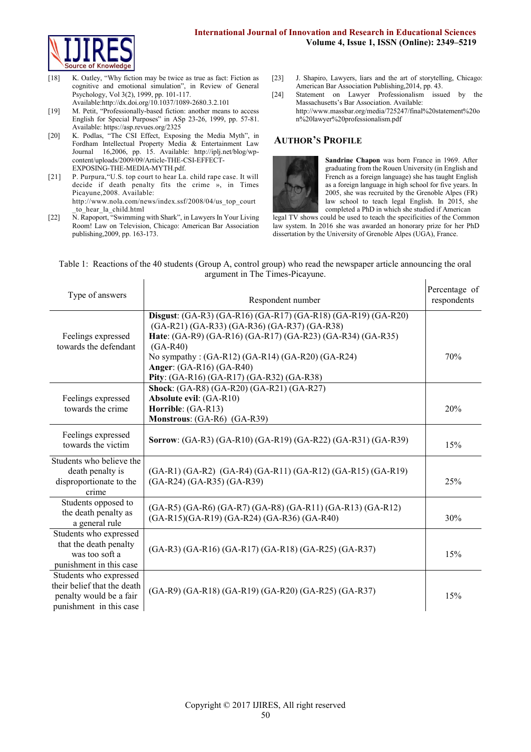[18] K. Oatley, "Why fiction may be twice as true as fact: Fiction as cognitive and emotional simulation", in Review of General Psychology, Vol 3(2), 1999, pp. 101-117. Available:http://dx.doi.org/10.1037/1089-2680.3.2.101

[19] M. Petit, "Professionally-based fiction: another means to access English for Special Purposes" in ASp 23-26, 1999, pp. 57-81. Available: https://asp.revues.org/2325

[20] K. Podlas, "The CSI Effect, Exposing the Media Myth", in Fordham Intellectual Property Media & Entertainment Law Journal 16,2006, pp. 15. Available: http://iplj.net/blog/wp-content/uploads/2009/09/Article-THE-CSI-EFFECT-EXPOSING-THE-MEDIA-MYTH.pdf.

[21] P. Purpura,"U.S. top court to hear La. child rape case. It will decide if death penalty fits the crime », in Times Picayune,2008. Available: http://www.nola.com/news/index.ssf/2008/04/us_top_court_to_hear_la_child.html

[22] N. Rapoport, "Swimming with Shark", in Lawyers In Your Living Room! Law on Television, Chicago: American Bar Association publishing,2009, pp. 163-173.

[23] J. Shapiro, Lawyers, liars and the art of storytelling, Chicago: American Bar Association Publishing,2014, pp. 43.

[24] Statement on Lawyer Professionalism issued by the Massachusetts's Bar Association. Available: http://www.massbar.org/media/725247/final%20statement%20on%20lawyer%20professionalism.pdf

## Author's Profile

**Sandrine Chapon** was born France in 1969. After graduating from the Rouen University (in English and French as a foreign language) she has taught English as a foreign language in high school for five years. In 2005, she was recruited by the Grenoble Alpes (FR) law school to teach legal English. In 2015, she completed a PhD in which she studied if American legal TV shows could be used to teach the specificities of the Common law system. In 2016 she was awarded an honorary prize for her PhD dissertation by the University of Grenoble Alpes (UGA), France.

Table 1: Reactions of the 40 students (Group A, control group) who read the newspaper article announcing the oral argument in The Times-Picayune.

| Type of answers | Respondent number | Percentage of respondents |
|---|---|---|
| Feelings expressed towards the defendant | **Disgust**: (GA-R3) (GA-R16) (GA-R17) (GA-R18) (GA-R19) (GA-R20) (GA-R21) (GA-R33) (GA-R36) (GA-R37) (GA-R38)<br>**Hate**: (GA-R9) (GA-R16) (GA-R17) (GA-R23) (GA-R34) (GA-R35) (GA-R40)<br>No sympathy : (GA-R12) (GA-R14) (GA-R20) (GA-R24)<br>**Anger**: (GA-R16) (GA-R40)<br>**Pity**: (GA-R16) (GA-R17) (GA-R32) (GA-R38) | 70% |
| Feelings expressed towards the crime | **Shock**: (GA-R8) (GA-R20) (GA-R21) (GA-R27)<br>**Absolute evil**: (GA-R10)<br>**Horrible**: (GA-R13)<br>**Monstrous**: (GA-R6) (GA-R39) | 20% |
| Feelings expressed towards the victim | **Sorrow**: (GA-R3) (GA-R10) (GA-R19) (GA-R22) (GA-R31) (GA-R39) | 15% |
| Students who believe the death penalty is disproportionate to the crime | (GA-R1) (GA-R2) (GA-R4) (GA-R11) (GA-R12) (GA-R15) (GA-R19) (GA-R24) (GA-R35) (GA-R39) | 25% |
| Students opposed to the death penalty as a general rule | (GA-R5) (GA-R6) (GA-R7) (GA-R8) (GA-R11) (GA-R13) (GA-R12) (GA-R15)(GA-R19) (GA-R24) (GA-R36) (GA-R40) | 30% |
| Students who expressed that the death penalty was too soft a punishment in this case | (GA-R3) (GA-R16) (GA-R17) (GA-R18) (GA-R25) (GA-R37) | 15% |
| Students who expressed their belief that the death penalty would be a fair punishment in this case | (GA-R9) (GA-R18) (GA-R19) (GA-R20) (GA-R25) (GA-R37) | 15% |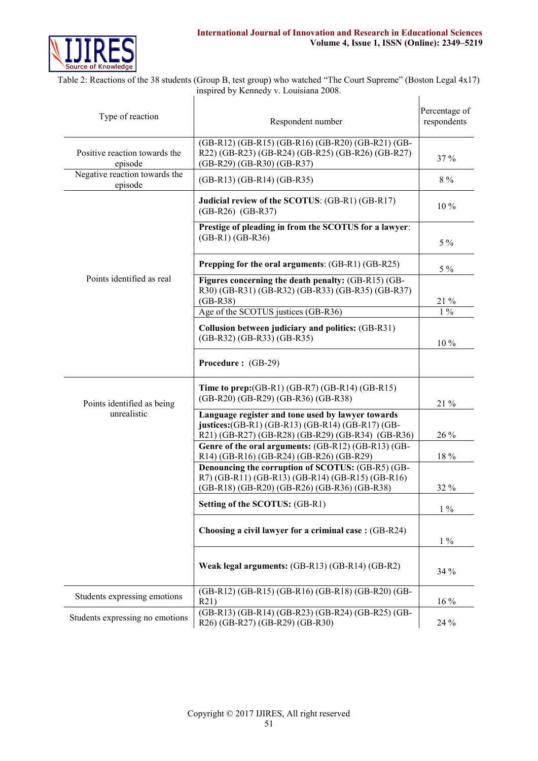Table 2: Reactions of the 38 students (Group B, test group) who watched "The Court Supreme" (Boston Legal 4x17) inspired by Kennedy v. Louisiana 2008.

| Type of reaction | Respondent number | Percentage of respondents |
|---|---|---|
| Positive reaction towards the episode | (GB-R12) (GB-R15) (GB-R16) (GB-R20) (GB-R21) (GB-R22) (GB-R23) (GB-R24) (GB-R25) (GB-R26) (GB-R27) (GB-R29) (GB-R30) (GB-R37) | 37 % |
| Negative reaction towards the episode | (GB-R13) (GB-R14) (GB-R35) | 8 % |
| Points identified as real | **Judicial review of the SCOTUS**: (GB-R1) (GB-R17) (GB-R26) (GB-R37) | 10 % |
| | **Prestige of pleading in from the SCOTUS for a lawyer**: (GB-R1) (GB-R36) | 5 % |
| | **Prepping for the oral arguments**: (GB-R1) (GB-R25) | 5 % |
| | **Figures concerning the death penalty:** (GB-R15) (GB-R30) (GB-R31) (GB-R32) (GB-R33) (GB-R35) (GB-R37) (GB-R38) | 21 % |
| | Age of the SCOTUS justices (GB-R36) | 1 % |
| | **Collusion between judiciary and politics:** (GB-R31) (GB-R32) (GB-R33) (GB-R35) | 10 % |
| | **Procedure :** (GB-29) | |
| Points identified as being unrealistic | **Time to prep:**(GB-R1) (GB-R7) (GB-R14) (GB-R15) (GB-R20) (GB-R29) (GB-R36) (GB-R38) | 21 % |
| | **Language register and tone used by lawyer towards justices:**(GB-R1) (GB-R13) (GB-R14) (GB-R17) (GB-R21) (GB-R27) (GB-R28) (GB-R29) (GB-R34) (GB-R36) | 26 % |
| | **Genre of the oral arguments:** (GB-R12) (GB-R13) (GB-R14) (GB-R16) (GB-R24) (GB-R26) (GB-R29) | 18 % |
| | **Denouncing the corruption of SCOTUS:** (GB-R5) (GB-R7) (GB-R11) (GB-R13) (GB-R14) (GB-R15) (GB-R16) (GB-R18) (GB-R20) (GB-R26) (GB-R36) (GB-R38) | 32 % |
| | **Setting of the SCOTUS:** (GB-R1) | 1 % |
| | **Choosing a civil lawyer for a criminal case :** (GB-R24) | 1 % |
| | **Weak legal arguments:** (GB-R13) (GB-R14) (GB-R2) | 34 % |
| Students expressing emotions | (GB-R12) (GB-R15) (GB-R16) (GB-R18) (GB-R20) (GB-R21) | 16 % |
| Students expressing no emotions | (GB-R13) (GB-R14) (GB-R23) (GB-R24) (GB-R25) (GB-R26) (GB-R27) (GB-R29) (GB-R30) | 24 % |